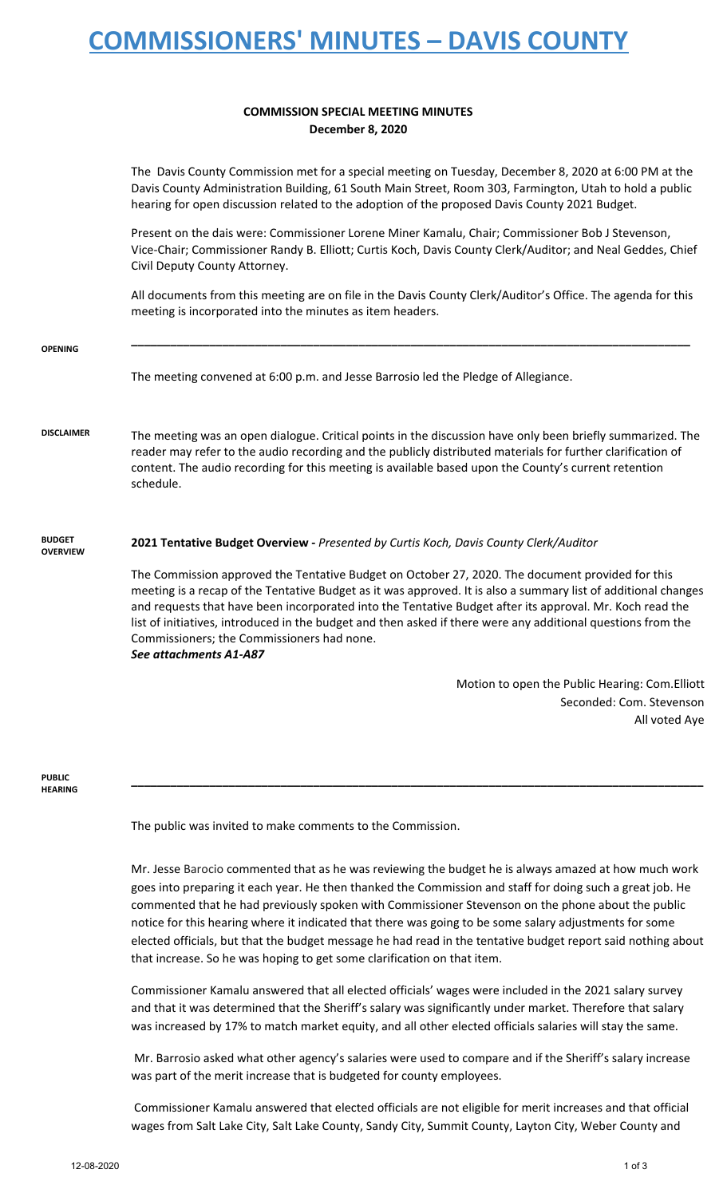# COMMISSIONERS' MINUTES – DAVIS COUNTY

**COMMISSION SPECIAL MEETING MINUTES**
**December 8, 2020**

The Davis County Commission met for a special meeting on Tuesday, December 8, 2020 at 6:00 PM at the Davis County Administration Building, 61 South Main Street, Room 303, Farmington, Utah to hold a public hearing for open discussion related to the adoption of the proposed Davis County 2021 Budget.

Present on the dais were: Commissioner Lorene Miner Kamalu, Chair; Commissioner Bob J Stevenson, Vice-Chair; Commissioner Randy B. Elliott; Curtis Koch, Davis County Clerk/Auditor; and Neal Geddes, Chief Civil Deputy County Attorney.

All documents from this meeting are on file in the Davis County Clerk/Auditor's Office. The agenda for this meeting is incorporated into the minutes as item headers.

---

**OPENING**

The meeting convened at 6:00 p.m. and Jesse Barrosio led the Pledge of Allegiance.

**DISCLAIMER**

The meeting was an open dialogue. Critical points in the discussion have only been briefly summarized. The reader may refer to the audio recording and the publicly distributed materials for further clarification of content. The audio recording for this meeting is available based upon the County's current retention schedule.

**BUDGET OVERVIEW**

**2021 Tentative Budget Overview -** *Presented by Curtis Koch, Davis County Clerk/Auditor*

The Commission approved the Tentative Budget on October 27, 2020. The document provided for this meeting is a recap of the Tentative Budget as it was approved. It is also a summary list of additional changes and requests that have been incorporated into the Tentative Budget after its approval. Mr. Koch read the list of initiatives, introduced in the budget and then asked if there were any additional questions from the Commissioners; the Commissioners had none.
***See attachments A1-A87***

Motion to open the Public Hearing: Com.Elliott
Seconded: Com. Stevenson
All voted Aye

---

**PUBLIC HEARING**

The public was invited to make comments to the Commission.

Mr. Jesse Barocio commented that as he was reviewing the budget he is always amazed at how much work goes into preparing it each year. He then thanked the Commission and staff for doing such a great job. He commented that he had previously spoken with Commissioner Stevenson on the phone about the public notice for this hearing where it indicated that there was going to be some salary adjustments for some elected officials, but that the budget message he had read in the tentative budget report said nothing about that increase. So he was hoping to get some clarification on that item.

Commissioner Kamalu answered that all elected officials' wages were included in the 2021 salary survey and that it was determined that the Sheriff's salary was significantly under market. Therefore that salary was increased by 17% to match market equity, and all other elected officials salaries will stay the same.

Mr. Barrosio asked what other agency's salaries were used to compare and if the Sheriff's salary increase was part of the merit increase that is budgeted for county employees.

Commissioner Kamalu answered that elected officials are not eligible for merit increases and that official wages from Salt Lake City, Salt Lake County, Sandy City, Summit County, Layton City, Weber County and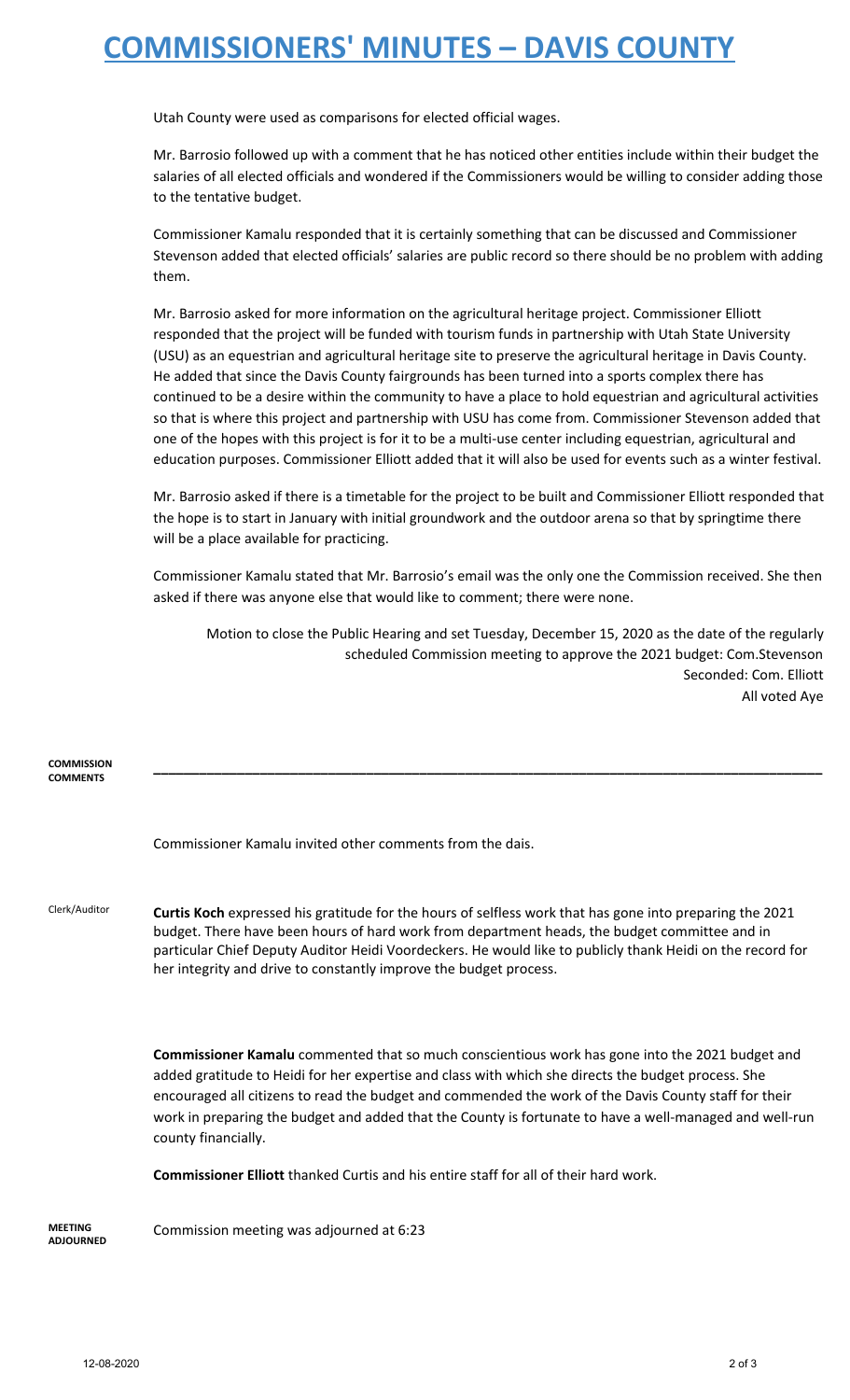Utah County were used as comparisons for elected official wages.

Mr. Barrosio followed up with a comment that he has noticed other entities include within their budget the salaries of all elected officials and wondered if the Commissioners would be willing to consider adding those to the tentative budget.

Commissioner Kamalu responded that it is certainly something that can be discussed and Commissioner Stevenson added that elected officials' salaries are public record so there should be no problem with adding them.

Mr. Barrosio asked for more information on the agricultural heritage project. Commissioner Elliott responded that the project will be funded with tourism funds in partnership with Utah State University (USU) as an equestrian and agricultural heritage site to preserve the agricultural heritage in Davis County. He added that since the Davis County fairgrounds has been turned into a sports complex there has continued to be a desire within the community to have a place to hold equestrian and agricultural activities so that is where this project and partnership with USU has come from. Commissioner Stevenson added that one of the hopes with this project is for it to be a multi-use center including equestrian, agricultural and education purposes. Commissioner Elliott added that it will also be used for events such as a winter festival.

Mr. Barrosio asked if there is a timetable for the project to be built and Commissioner Elliott responded that the hope is to start in January with initial groundwork and the outdoor arena so that by springtime there will be a place available for practicing.

Commissioner Kamalu stated that Mr. Barrosio's email was the only one the Commission received. She then asked if there was anyone else that would like to comment; there were none.

Motion to close the Public Hearing and set Tuesday, December 15, 2020 as the date of the regularly scheduled Commission meeting to approve the 2021 budget: Com.Stevenson
Seconded: Com. Elliott
All voted Aye

**COMMISSION COMMENTS**

---

Commissioner Kamalu invited other comments from the dais.

Clerk/Auditor

**Curtis Koch** expressed his gratitude for the hours of selfless work that has gone into preparing the 2021 budget. There have been hours of hard work from department heads, the budget committee and in particular Chief Deputy Auditor Heidi Voordeckers. He would like to publicly thank Heidi on the record for her integrity and drive to constantly improve the budget process.

**Commissioner Kamalu** commented that so much conscientious work has gone into the 2021 budget and added gratitude to Heidi for her expertise and class with which she directs the budget process. She encouraged all citizens to read the budget and commended the work of the Davis County staff for their work in preparing the budget and added that the County is fortunate to have a well-managed and well-run county financially.

**Commissioner Elliott** thanked Curtis and his entire staff for all of their hard work.

**MEETING ADJOURNED**

Commission meeting was adjourned at 6:23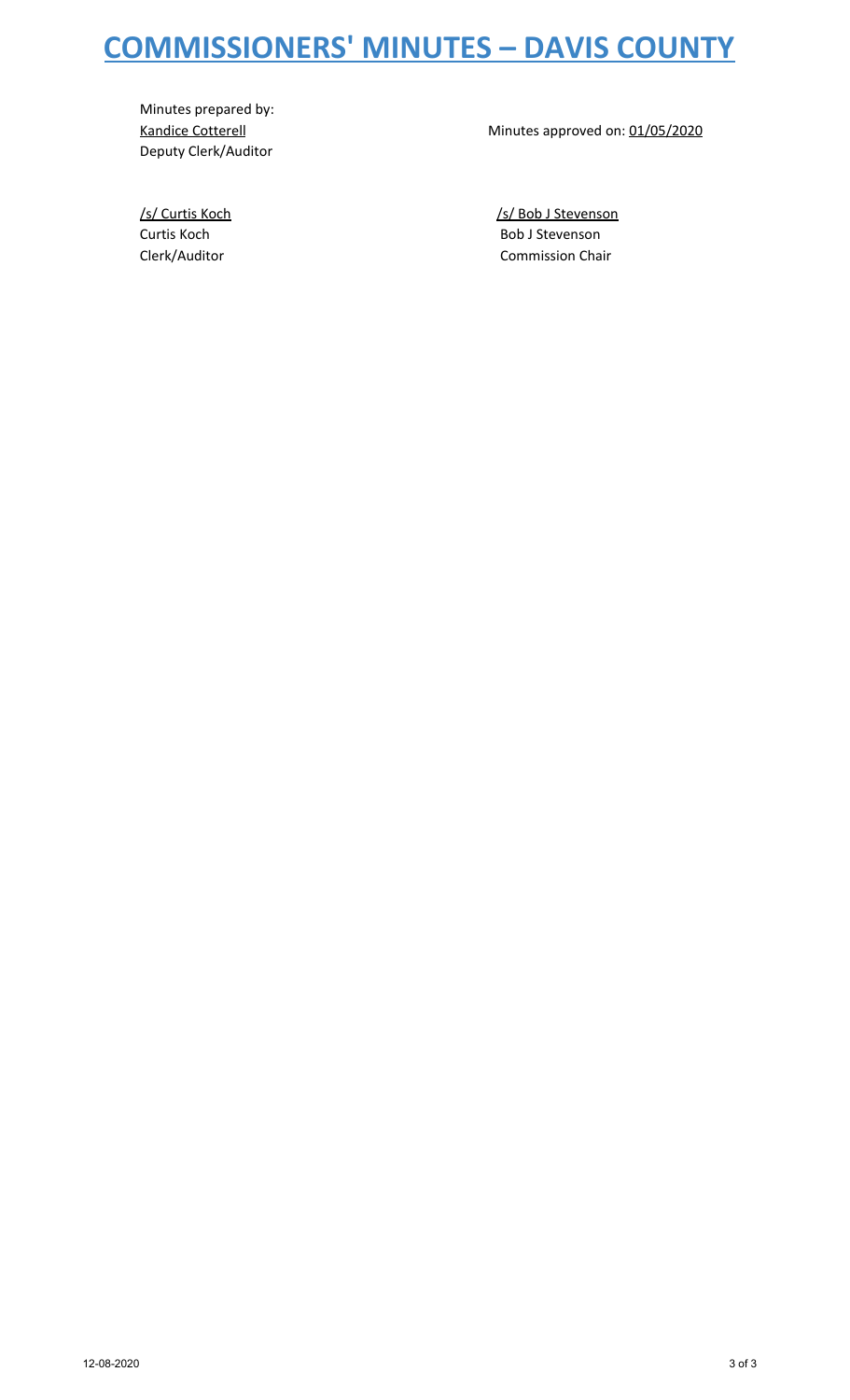# COMMISSIONERS' MINUTES – DAVIS COUNTY

Minutes prepared by:
Kandice Cotterell
Deputy Clerk/Auditor

Minutes approved on: 01/05/2020

/s/ Curtis Koch
Curtis Koch
Clerk/Auditor

/s/ Bob J Stevenson
Bob J Stevenson
Commission Chair